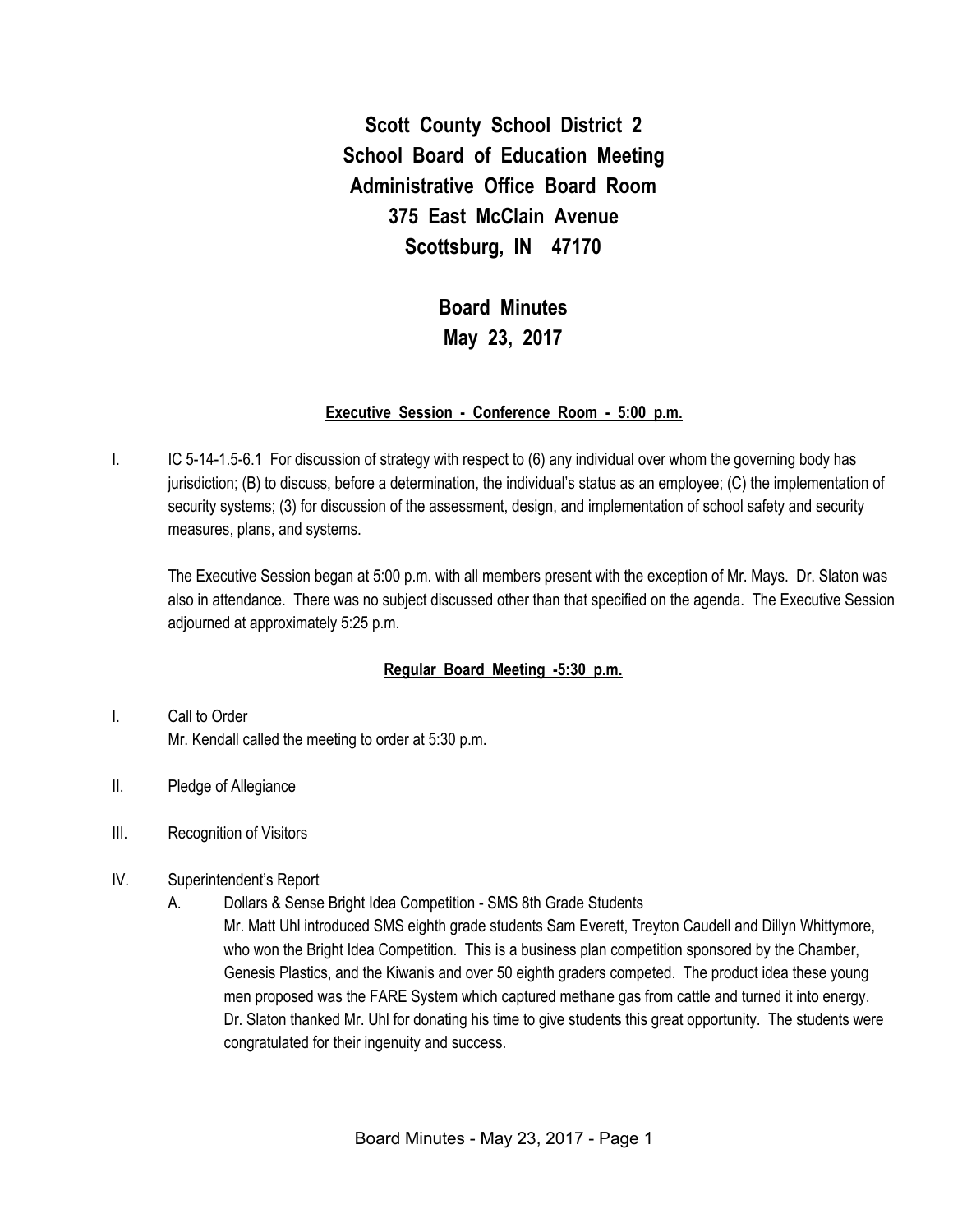# Scott County School District 2
# School Board of Education Meeting
# Administrative Office Board Room
# 375 East McClain Avenue
# Scottsburg, IN 47170

## Board Minutes
## May 23, 2017

**<u>Executive Session - Conference Room - 5:00 p.m.</u>**

I. IC 5-14-1.5-6.1 For discussion of strategy with respect to (6) any individual over whom the governing body has jurisdiction; (B) to discuss, before a determination, the individual's status as an employee; (C) the implementation of security systems; (3) for discussion of the assessment, design, and implementation of school safety and security measures, plans, and systems.

The Executive Session began at 5:00 p.m. with all members present with the exception of Mr. Mays. Dr. Slaton was also in attendance. There was no subject discussed other than that specified on the agenda. The Executive Session adjourned at approximately 5:25 p.m.

**<u>Regular Board Meeting -5:30 p.m.</u>**

I. Call to Order
Mr. Kendall called the meeting to order at 5:30 p.m.

II. Pledge of Allegiance

III. Recognition of Visitors

IV. Superintendent's Report

A. Dollars & Sense Bright Idea Competition - SMS 8th Grade Students
Mr. Matt Uhl introduced SMS eighth grade students Sam Everett, Treyton Caudell and Dillyn Whittymore, who won the Bright Idea Competition. This is a business plan competition sponsored by the Chamber, Genesis Plastics, and the Kiwanis and over 50 eighth graders competed. The product idea these young men proposed was the FARE System which captured methane gas from cattle and turned it into energy. Dr. Slaton thanked Mr. Uhl for donating his time to give students this great opportunity. The students were congratulated for their ingenuity and success.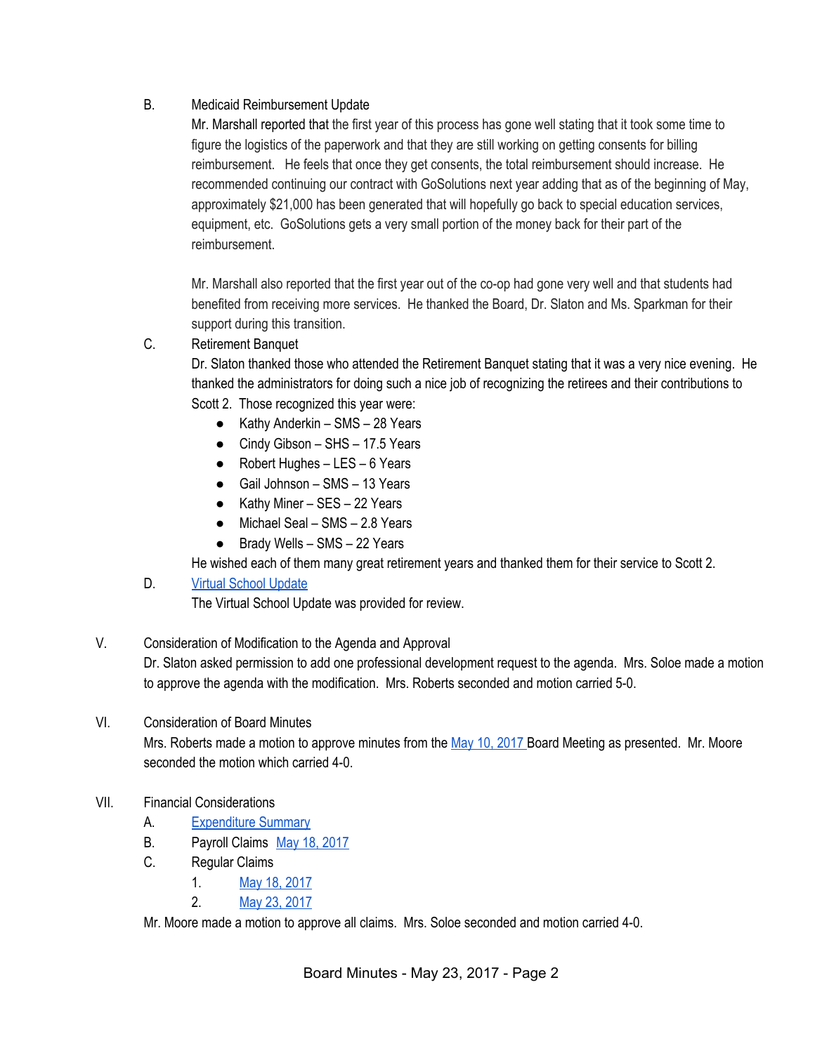B. Medicaid Reimbursement Update

Mr. Marshall reported that the first year of this process has gone well stating that it took some time to figure the logistics of the paperwork and that they are still working on getting consents for billing reimbursement. He feels that once they get consents, the total reimbursement should increase. He recommended continuing our contract with GoSolutions next year adding that as of the beginning of May, approximately $21,000 has been generated that will hopefully go back to special education services, equipment, etc. GoSolutions gets a very small portion of the money back for their part of the reimbursement.

Mr. Marshall also reported that the first year out of the co-op had gone very well and that students had benefited from receiving more services. He thanked the Board, Dr. Slaton and Ms. Sparkman for their support during this transition.

C. Retirement Banquet

Dr. Slaton thanked those who attended the Retirement Banquet stating that it was a very nice evening. He thanked the administrators for doing such a nice job of recognizing the retirees and their contributions to Scott 2. Those recognized this year were:

- Kathy Anderkin – SMS – 28 Years
- Cindy Gibson – SHS – 17.5 Years
- Robert Hughes – LES – 6 Years
- Gail Johnson – SMS – 13 Years
- Kathy Miner – SES – 22 Years
- Michael Seal – SMS – 2.8 Years
- Brady Wells – SMS – 22 Years

He wished each of them many great retirement years and thanked them for their service to Scott 2.

D. Virtual School Update

The Virtual School Update was provided for review.

V. Consideration of Modification to the Agenda and Approval

Dr. Slaton asked permission to add one professional development request to the agenda. Mrs. Soloe made a motion to approve the agenda with the modification. Mrs. Roberts seconded and motion carried 5-0.

VI. Consideration of Board Minutes

Mrs. Roberts made a motion to approve minutes from the May 10, 2017 Board Meeting as presented. Mr. Moore seconded the motion which carried 4-0.

VII. Financial Considerations

A. Expenditure Summary

B. Payroll Claims May 18, 2017

C. Regular Claims

1. May 18, 2017
2. May 23, 2017

Mr. Moore made a motion to approve all claims. Mrs. Soloe seconded and motion carried 4-0.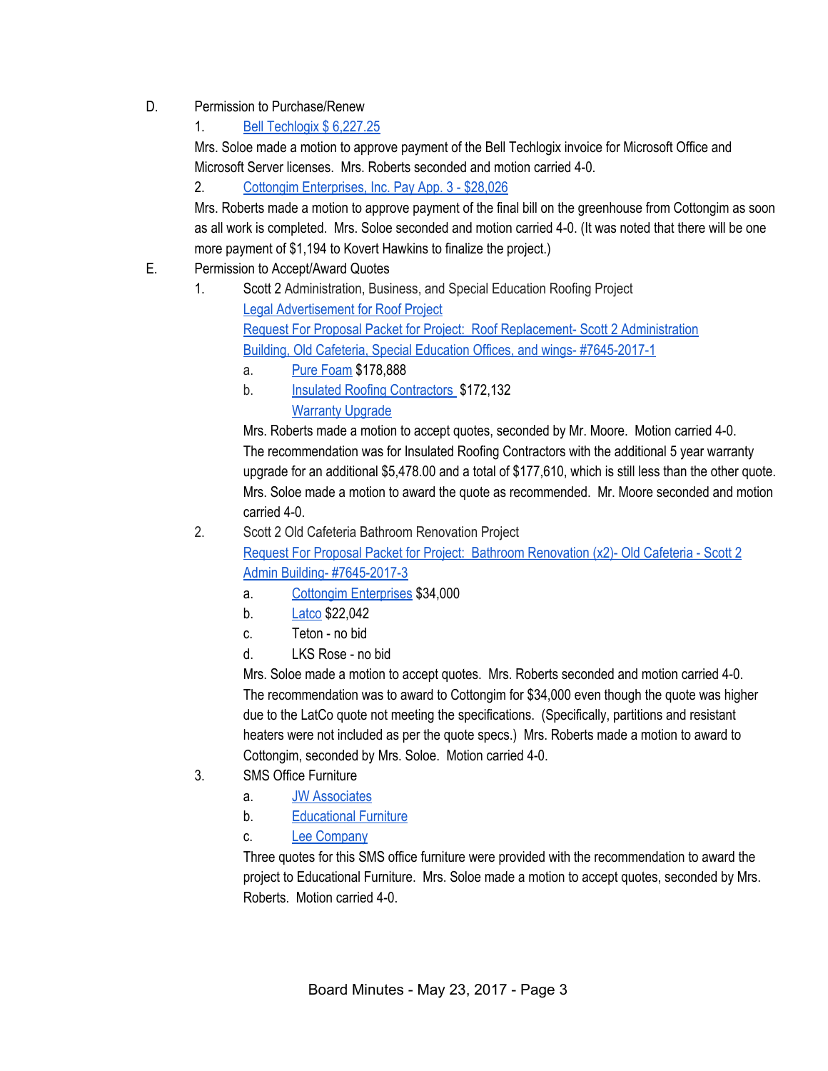D. Permission to Purchase/Renew

1. Bell Techlogix $ 6,227.25

   Mrs. Soloe made a motion to approve payment of the Bell Techlogix invoice for Microsoft Office and Microsoft Server licenses. Mrs. Roberts seconded and motion carried 4-0.

2. Cottongim Enterprises, Inc. Pay App. 3 - $28,026

   Mrs. Roberts made a motion to approve payment of the final bill on the greenhouse from Cottongim as soon as all work is completed. Mrs. Soloe seconded and motion carried 4-0. (It was noted that there will be one more payment of $1,194 to Kovert Hawkins to finalize the project.)

E. Permission to Accept/Award Quotes

1. Scott 2 Administration, Business, and Special Education Roofing Project

   Legal Advertisement for Roof Project

   Request For Proposal Packet for Project: Roof Replacement- Scott 2 Administration Building, Old Cafeteria, Special Education Offices, and wings- #7645-2017-1

   a. Pure Foam $178,888

   b. Insulated Roofing Contractors $172,132

      Warranty Upgrade

   Mrs. Roberts made a motion to accept quotes, seconded by Mr. Moore. Motion carried 4-0. The recommendation was for Insulated Roofing Contractors with the additional 5 year warranty upgrade for an additional $5,478.00 and a total of $177,610, which is still less than the other quote. Mrs. Soloe made a motion to award the quote as recommended. Mr. Moore seconded and motion carried 4-0.

2. Scott 2 Old Cafeteria Bathroom Renovation Project

   Request For Proposal Packet for Project: Bathroom Renovation (x2)- Old Cafeteria - Scott 2 Admin Building- #7645-2017-3

   a. Cottongim Enterprises $34,000

   b. Latco $22,042

   c. Teton - no bid

   d. LKS Rose - no bid

   Mrs. Soloe made a motion to accept quotes. Mrs. Roberts seconded and motion carried 4-0. The recommendation was to award to Cottongim for $34,000 even though the quote was higher due to the LatCo quote not meeting the specifications. (Specifically, partitions and resistant heaters were not included as per the quote specs.) Mrs. Roberts made a motion to award to Cottongim, seconded by Mrs. Soloe. Motion carried 4-0.

3. SMS Office Furniture

   a. JW Associates

   b. Educational Furniture

   c. Lee Company

   Three quotes for this SMS office furniture were provided with the recommendation to award the project to Educational Furniture. Mrs. Soloe made a motion to accept quotes, seconded by Mrs. Roberts. Motion carried 4-0.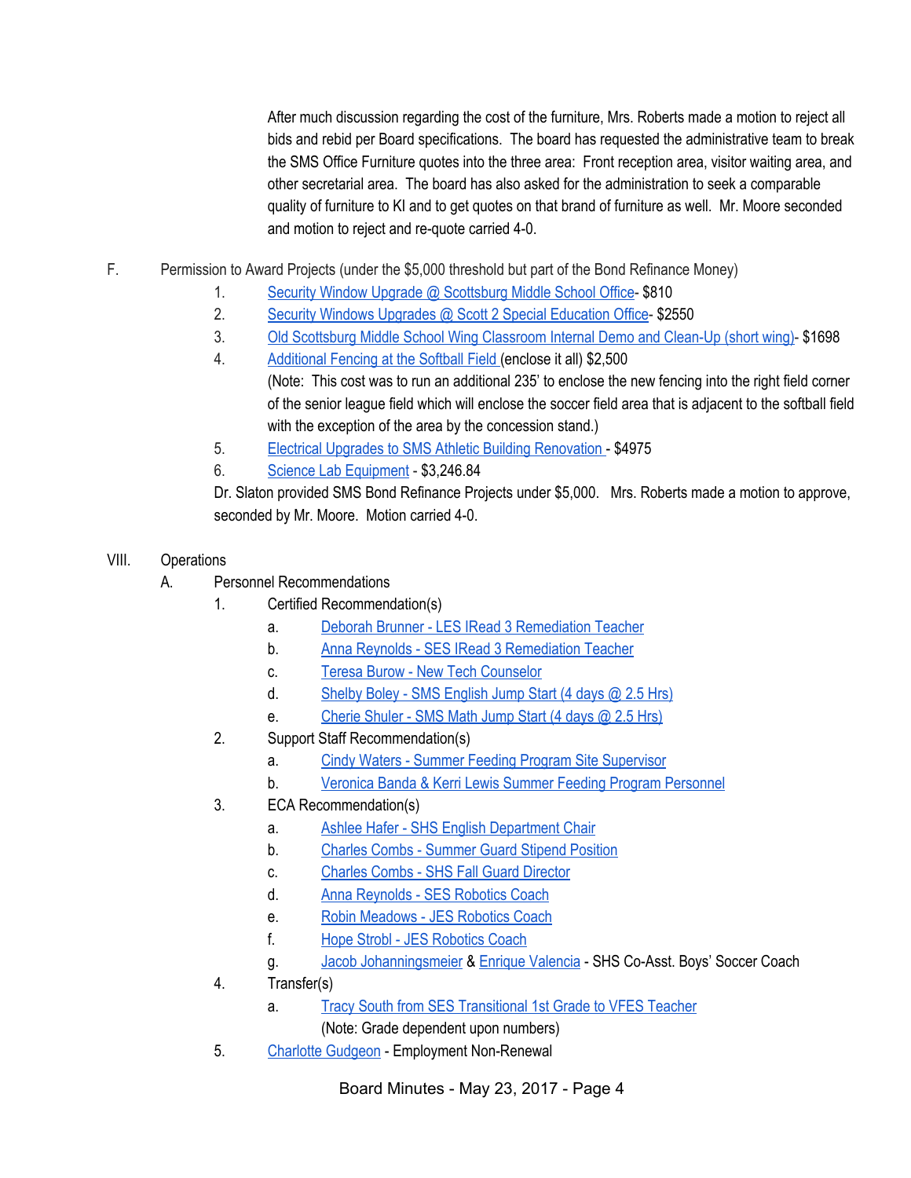After much discussion regarding the cost of the furniture, Mrs. Roberts made a motion to reject all bids and rebid per Board specifications. The board has requested the administrative team to break the SMS Office Furniture quotes into the three area: Front reception area, visitor waiting area, and other secretarial area. The board has also asked for the administration to seek a comparable quality of furniture to KI and to get quotes on that brand of furniture as well. Mr. Moore seconded and motion to reject and re-quote carried 4-0.

F. Permission to Award Projects (under the $5,000 threshold but part of the Bond Refinance Money)

1. Security Window Upgrade @ Scottsburg Middle School Office- $810
2. Security Windows Upgrades @ Scott 2 Special Education Office- $2550
3. Old Scottsburg Middle School Wing Classroom Internal Demo and Clean-Up (short wing)- $1698
4. Additional Fencing at the Softball Field (enclose it all) $2,500
   (Note: This cost was to run an additional 235' to enclose the new fencing into the right field corner of the senior league field which will enclose the soccer field area that is adjacent to the softball field with the exception of the area by the concession stand.)
5. Electrical Upgrades to SMS Athletic Building Renovation - $4975
6. Science Lab Equipment - $3,246.84

Dr. Slaton provided SMS Bond Refinance Projects under $5,000. Mrs. Roberts made a motion to approve, seconded by Mr. Moore. Motion carried 4-0.

VIII. Operations

A. Personnel Recommendations

1. Certified Recommendation(s)
   a. Deborah Brunner - LES IRead 3 Remediation Teacher
   b. Anna Reynolds - SES IRead 3 Remediation Teacher
   c. Teresa Burow - New Tech Counselor
   d. Shelby Boley - SMS English Jump Start (4 days @ 2.5 Hrs)
   e. Cherie Shuler - SMS Math Jump Start (4 days @ 2.5 Hrs)
2. Support Staff Recommendation(s)
   a. Cindy Waters - Summer Feeding Program Site Supervisor
   b. Veronica Banda & Kerri Lewis Summer Feeding Program Personnel
3. ECA Recommendation(s)
   a. Ashlee Hafer - SHS English Department Chair
   b. Charles Combs - Summer Guard Stipend Position
   c. Charles Combs - SHS Fall Guard Director
   d. Anna Reynolds - SES Robotics Coach
   e. Robin Meadows - JES Robotics Coach
   f. Hope Strobl - JES Robotics Coach
   g. Jacob Johanningsmeier & Enrique Valencia - SHS Co-Asst. Boys' Soccer Coach
4. Transfer(s)
   a. Tracy South from SES Transitional 1st Grade to VFES Teacher
      (Note: Grade dependent upon numbers)
5. Charlotte Gudgeon - Employment Non-Renewal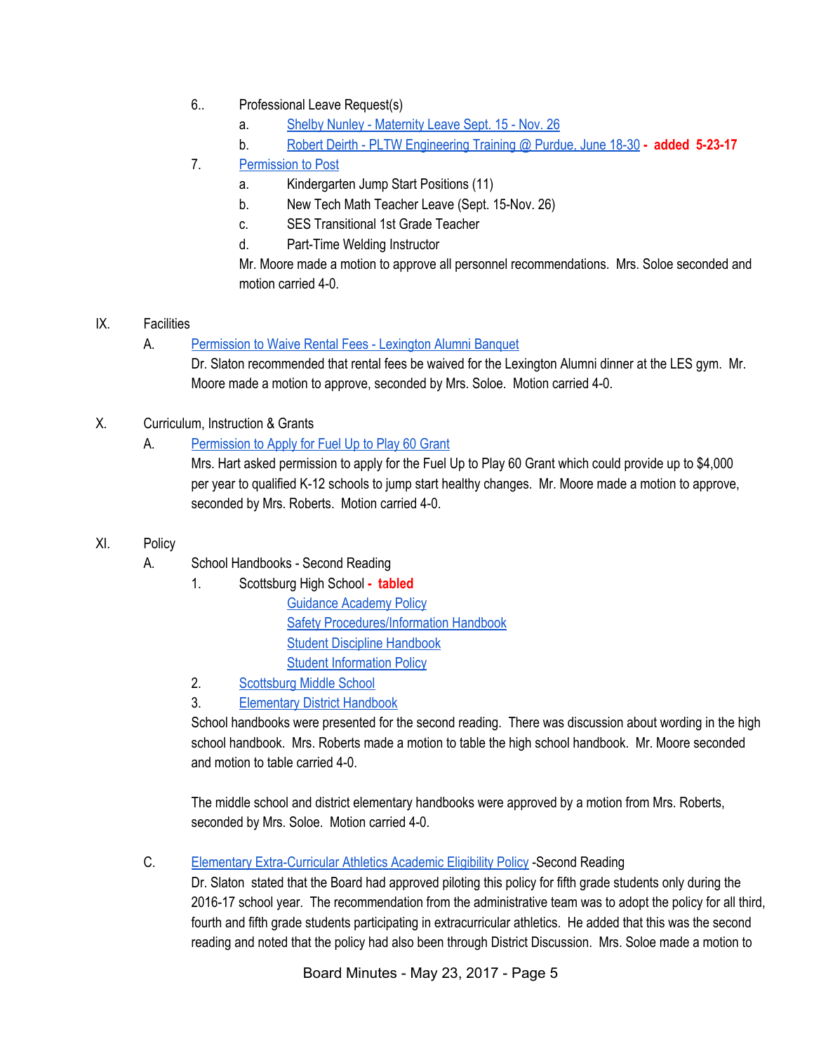6.. Professional Leave Request(s)

   a. Shelby Nunley - Maternity Leave Sept. 15 - Nov. 26

   b. Robert Deirth - PLTW Engineering Training @ Purdue, June 18-30 **- added 5-23-17**

7. Permission to Post

   a. Kindergarten Jump Start Positions (11)

   b. New Tech Math Teacher Leave (Sept. 15-Nov. 26)

   c. SES Transitional 1st Grade Teacher

   d. Part-Time Welding Instructor

   Mr. Moore made a motion to approve all personnel recommendations. Mrs. Soloe seconded and motion carried 4-0.

IX. Facilities

   A. Permission to Waive Rental Fees - Lexington Alumni Banquet

   Dr. Slaton recommended that rental fees be waived for the Lexington Alumni dinner at the LES gym. Mr. Moore made a motion to approve, seconded by Mrs. Soloe. Motion carried 4-0.

X. Curriculum, Instruction & Grants

   A. Permission to Apply for Fuel Up to Play 60 Grant

   Mrs. Hart asked permission to apply for the Fuel Up to Play 60 Grant which could provide up to $4,000 per year to qualified K-12 schools to jump start healthy changes. Mr. Moore made a motion to approve, seconded by Mrs. Roberts. Motion carried 4-0.

XI. Policy

   A. School Handbooks - Second Reading

      1. Scottsburg High School **- tabled**

         Guidance Academy Policy

         Safety Procedures/Information Handbook

         Student Discipline Handbook

         Student Information Policy

      2. Scottsburg Middle School

      3. Elementary District Handbook

   School handbooks were presented for the second reading. There was discussion about wording in the high school handbook. Mrs. Roberts made a motion to table the high school handbook. Mr. Moore seconded and motion to table carried 4-0.

   The middle school and district elementary handbooks were approved by a motion from Mrs. Roberts, seconded by Mrs. Soloe. Motion carried 4-0.

   C. Elementary Extra-Curricular Athletics Academic Eligibility Policy -Second Reading

   Dr. Slaton stated that the Board had approved piloting this policy for fifth grade students only during the 2016-17 school year. The recommendation from the administrative team was to adopt the policy for all third, fourth and fifth grade students participating in extracurricular athletics. He added that this was the second reading and noted that the policy had also been through District Discussion. Mrs. Soloe made a motion to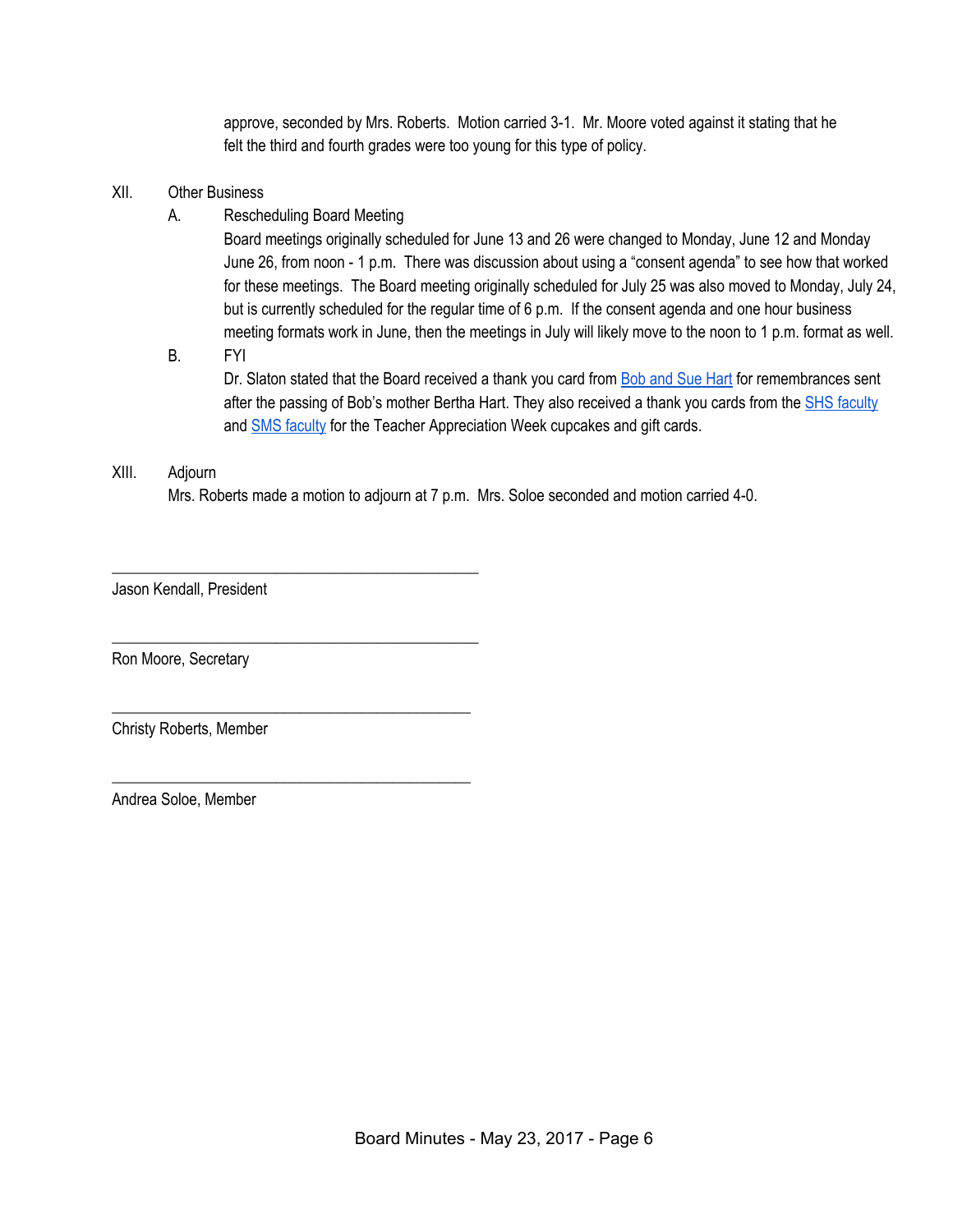approve, seconded by Mrs. Roberts. Motion carried 3-1. Mr. Moore voted against it stating that he felt the third and fourth grades were too young for this type of policy.

XII. Other Business

A. Rescheduling Board Meeting

Board meetings originally scheduled for June 13 and 26 were changed to Monday, June 12 and Monday June 26, from noon - 1 p.m. There was discussion about using a "consent agenda" to see how that worked for these meetings. The Board meeting originally scheduled for July 25 was also moved to Monday, July 24, but is currently scheduled for the regular time of 6 p.m. If the consent agenda and one hour business meeting formats work in June, then the meetings in July will likely move to the noon to 1 p.m. format as well.

B. FYI

Dr. Slaton stated that the Board received a thank you card from Bob and Sue Hart for remembrances sent after the passing of Bob's mother Bertha Hart. They also received a thank you cards from the SHS faculty and SMS faculty for the Teacher Appreciation Week cupcakes and gift cards.

XIII. Adjourn

Mrs. Roberts made a motion to adjourn at 7 p.m. Mrs. Soloe seconded and motion carried 4-0.

\_\_\_\_\_\_\_\_\_\_\_\_\_\_\_\_\_\_\_\_\_\_\_\_\_\_\_\_\_\_\_\_\_\_\_\_\_\_\_\_\_\_\_\_

Jason Kendall, President

\_\_\_\_\_\_\_\_\_\_\_\_\_\_\_\_\_\_\_\_\_\_\_\_\_\_\_\_\_\_\_\_\_\_\_\_\_\_\_\_\_\_\_\_

Ron Moore, Secretary

\_\_\_\_\_\_\_\_\_\_\_\_\_\_\_\_\_\_\_\_\_\_\_\_\_\_\_\_\_\_\_\_\_\_\_\_\_\_\_\_\_\_\_\_

Christy Roberts, Member

\_\_\_\_\_\_\_\_\_\_\_\_\_\_\_\_\_\_\_\_\_\_\_\_\_\_\_\_\_\_\_\_\_\_\_\_\_\_\_\_\_\_\_\_

Andrea Soloe, Member